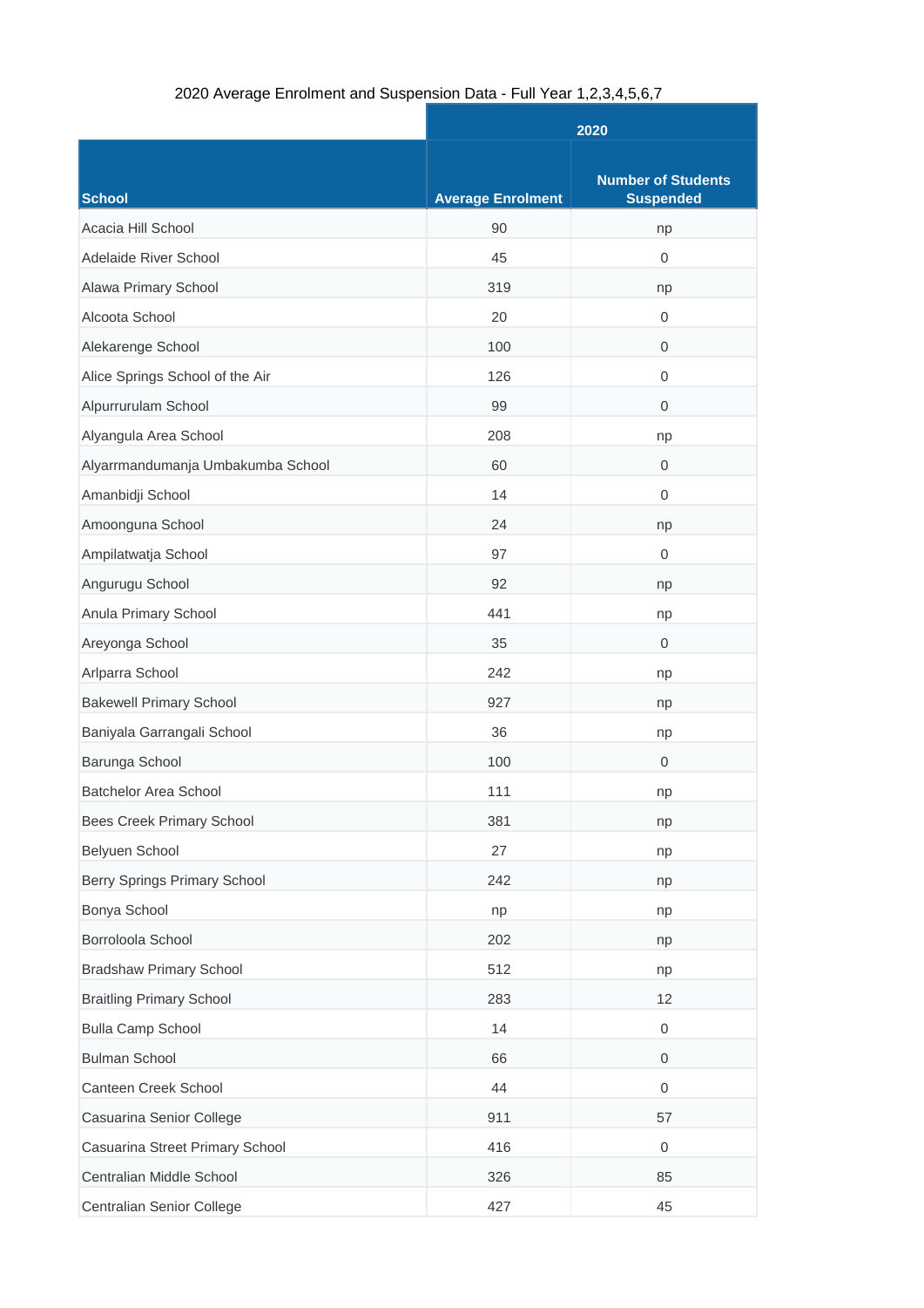2020 Average Enrolment and Suspension Data - Full Year 1,2,3,4,5,6,7

| School | 2020 | |
|---|---|---|
| | Average Enrolment | Number of Students Suspended |
| Acacia Hill School | 90 | np |
| Adelaide River School | 45 | 0 |
| Alawa Primary School | 319 | np |
| Alcoota School | 20 | 0 |
| Alekarenge School | 100 | 0 |
| Alice Springs School of the Air | 126 | 0 |
| Alpurrurulam School | 99 | 0 |
| Alyangula Area School | 208 | np |
| Alyarrmandumanja Umbakumba School | 60 | 0 |
| Amanbidji School | 14 | 0 |
| Amoonguna School | 24 | np |
| Ampilatwatja School | 97 | 0 |
| Angurugu School | 92 | np |
| Anula Primary School | 441 | np |
| Areyonga School | 35 | 0 |
| Arlparra School | 242 | np |
| Bakewell Primary School | 927 | np |
| Baniyala Garrangali School | 36 | np |
| Barunga School | 100 | 0 |
| Batchelor Area School | 111 | np |
| Bees Creek Primary School | 381 | np |
| Belyuen School | 27 | np |
| Berry Springs Primary School | 242 | np |
| Bonya School | np | np |
| Borroloola School | 202 | np |
| Bradshaw Primary School | 512 | np |
| Braitling Primary School | 283 | 12 |
| Bulla Camp School | 14 | 0 |
| Bulman School | 66 | 0 |
| Canteen Creek School | 44 | 0 |
| Casuarina Senior College | 911 | 57 |
| Casuarina Street Primary School | 416 | 0 |
| Centralian Middle School | 326 | 85 |
| Centralian Senior College | 427 | 45 |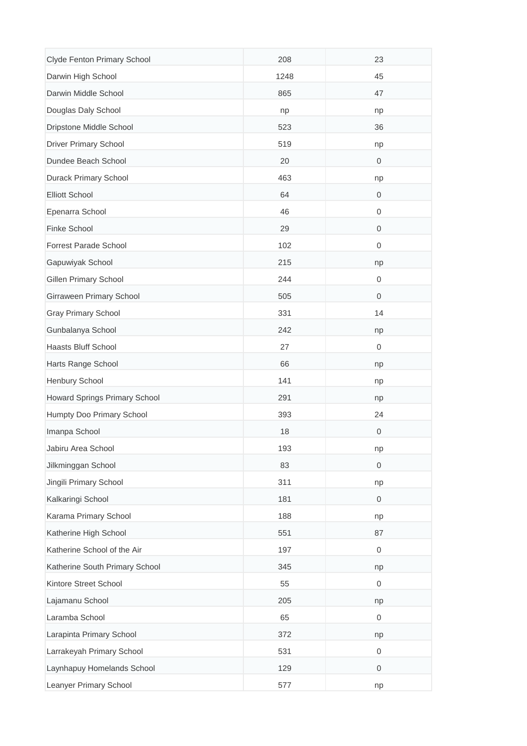| | | |
|---|---|---|
| Clyde Fenton Primary School | 208 | 23 |
| Darwin High School | 1248 | 45 |
| Darwin Middle School | 865 | 47 |
| Douglas Daly School | np | np |
| Dripstone Middle School | 523 | 36 |
| Driver Primary School | 519 | np |
| Dundee Beach School | 20 | 0 |
| Durack Primary School | 463 | np |
| Elliott School | 64 | 0 |
| Epenarra School | 46 | 0 |
| Finke School | 29 | 0 |
| Forrest Parade School | 102 | 0 |
| Gapuwiyak School | 215 | np |
| Gillen Primary School | 244 | 0 |
| Girraween Primary School | 505 | 0 |
| Gray Primary School | 331 | 14 |
| Gunbalanya School | 242 | np |
| Haasts Bluff School | 27 | 0 |
| Harts Range School | 66 | np |
| Henbury School | 141 | np |
| Howard Springs Primary School | 291 | np |
| Humpty Doo Primary School | 393 | 24 |
| Imanpa School | 18 | 0 |
| Jabiru Area School | 193 | np |
| Jilkminggan School | 83 | 0 |
| Jingili Primary School | 311 | np |
| Kalkaringi School | 181 | 0 |
| Karama Primary School | 188 | np |
| Katherine High School | 551 | 87 |
| Katherine School of the Air | 197 | 0 |
| Katherine South Primary School | 345 | np |
| Kintore Street School | 55 | 0 |
| Lajamanu School | 205 | np |
| Laramba School | 65 | 0 |
| Larapinta Primary School | 372 | np |
| Larrakeyah Primary School | 531 | 0 |
| Laynhapuy Homelands School | 129 | 0 |
| Leanyer Primary School | 577 | np |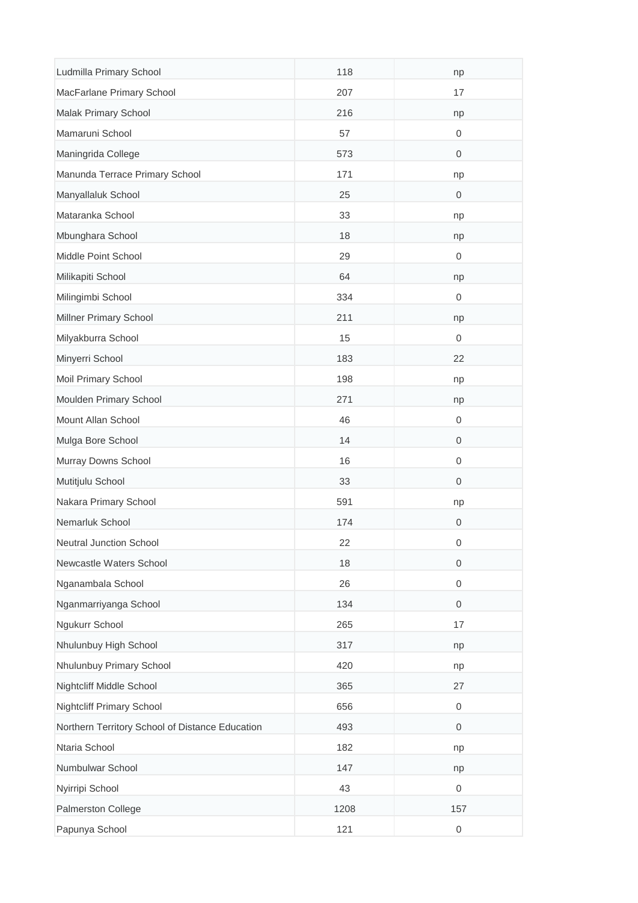| | | |
|---|---|---|
| Ludmilla Primary School | 118 | np |
| MacFarlane Primary School | 207 | 17 |
| Malak Primary School | 216 | np |
| Mamaruni School | 57 | 0 |
| Maningrida College | 573 | 0 |
| Manunda Terrace Primary School | 171 | np |
| Manyallaluk School | 25 | 0 |
| Mataranka School | 33 | np |
| Mbunghara School | 18 | np |
| Middle Point School | 29 | 0 |
| Milikapiti School | 64 | np |
| Milingimbi School | 334 | 0 |
| Millner Primary School | 211 | np |
| Milyakburra School | 15 | 0 |
| Minyerri School | 183 | 22 |
| Moil Primary School | 198 | np |
| Moulden Primary School | 271 | np |
| Mount Allan School | 46 | 0 |
| Mulga Bore School | 14 | 0 |
| Murray Downs School | 16 | 0 |
| Mutitjulu School | 33 | 0 |
| Nakara Primary School | 591 | np |
| Nemarluk School | 174 | 0 |
| Neutral Junction School | 22 | 0 |
| Newcastle Waters School | 18 | 0 |
| Nganambala School | 26 | 0 |
| Nganmarriyanga School | 134 | 0 |
| Ngukurr School | 265 | 17 |
| Nhulunbuy High School | 317 | np |
| Nhulunbuy Primary School | 420 | np |
| Nightcliff Middle School | 365 | 27 |
| Nightcliff Primary School | 656 | 0 |
| Northern Territory School of Distance Education | 493 | 0 |
| Ntaria School | 182 | np |
| Numbulwar School | 147 | np |
| Nyirripi School | 43 | 0 |
| Palmerston College | 1208 | 157 |
| Papunya School | 121 | 0 |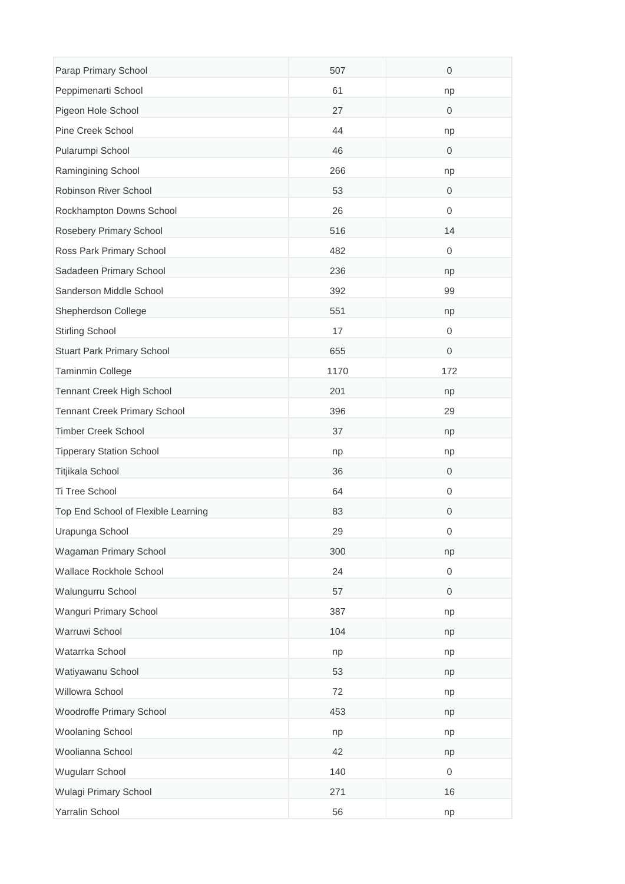| | | |
|---|---|---|
| Parap Primary School | 507 | 0 |
| Peppimenarti School | 61 | np |
| Pigeon Hole School | 27 | 0 |
| Pine Creek School | 44 | np |
| Pularumpi School | 46 | 0 |
| Ramingining School | 266 | np |
| Robinson River School | 53 | 0 |
| Rockhampton Downs School | 26 | 0 |
| Rosebery Primary School | 516 | 14 |
| Ross Park Primary School | 482 | 0 |
| Sadadeen Primary School | 236 | np |
| Sanderson Middle School | 392 | 99 |
| Shepherdson College | 551 | np |
| Stirling School | 17 | 0 |
| Stuart Park Primary School | 655 | 0 |
| Taminmin College | 1170 | 172 |
| Tennant Creek High School | 201 | np |
| Tennant Creek Primary School | 396 | 29 |
| Timber Creek School | 37 | np |
| Tipperary Station School | np | np |
| Titjikala School | 36 | 0 |
| Ti Tree School | 64 | 0 |
| Top End School of Flexible Learning | 83 | 0 |
| Urapunga School | 29 | 0 |
| Wagaman Primary School | 300 | np |
| Wallace Rockhole School | 24 | 0 |
| Walungurru School | 57 | 0 |
| Wanguri Primary School | 387 | np |
| Warruwi School | 104 | np |
| Watarrka School | np | np |
| Watiyawanu School | 53 | np |
| Willowra School | 72 | np |
| Woodroffe Primary School | 453 | np |
| Woolaning School | np | np |
| Woolianna School | 42 | np |
| Wugularr School | 140 | 0 |
| Wulagi Primary School | 271 | 16 |
| Yarralin School | 56 | np |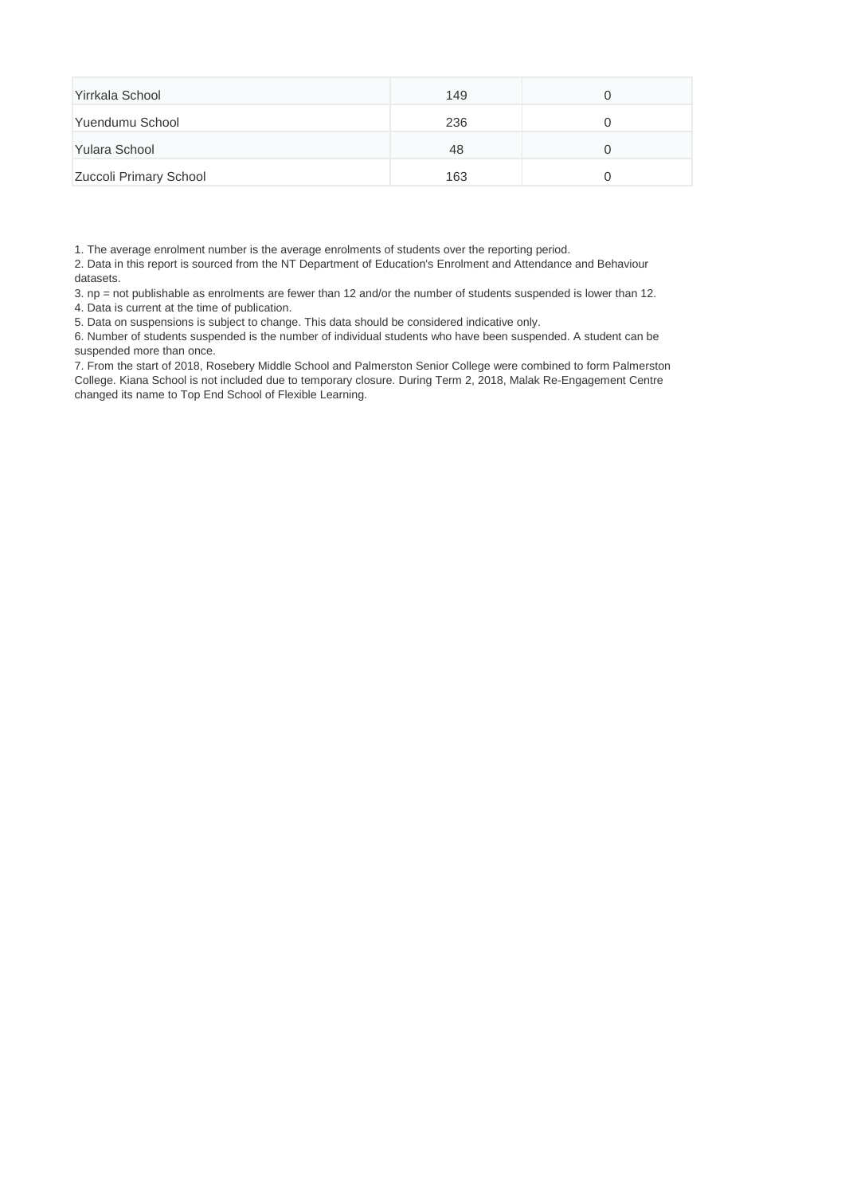| | | |
|---|---|---|
| Yirrkala School | 149 | 0 |
| Yuendumu School | 236 | 0 |
| Yulara School | 48 | 0 |
| Zuccoli Primary School | 163 | 0 |

1. The average enrolment number is the average enrolments of students over the reporting period.
2. Data in this report is sourced from the NT Department of Education's Enrolment and Attendance and Behaviour datasets.
3. np = not publishable as enrolments are fewer than 12 and/or the number of students suspended is lower than 12.
4. Data is current at the time of publication.
5. Data on suspensions is subject to change. This data should be considered indicative only.
6. Number of students suspended is the number of individual students who have been suspended. A student can be suspended more than once.
7. From the start of 2018, Rosebery Middle School and Palmerston Senior College were combined to form Palmerston College. Kiana School is not included due to temporary closure. During Term 2, 2018, Malak Re-Engagement Centre changed its name to Top End School of Flexible Learning.